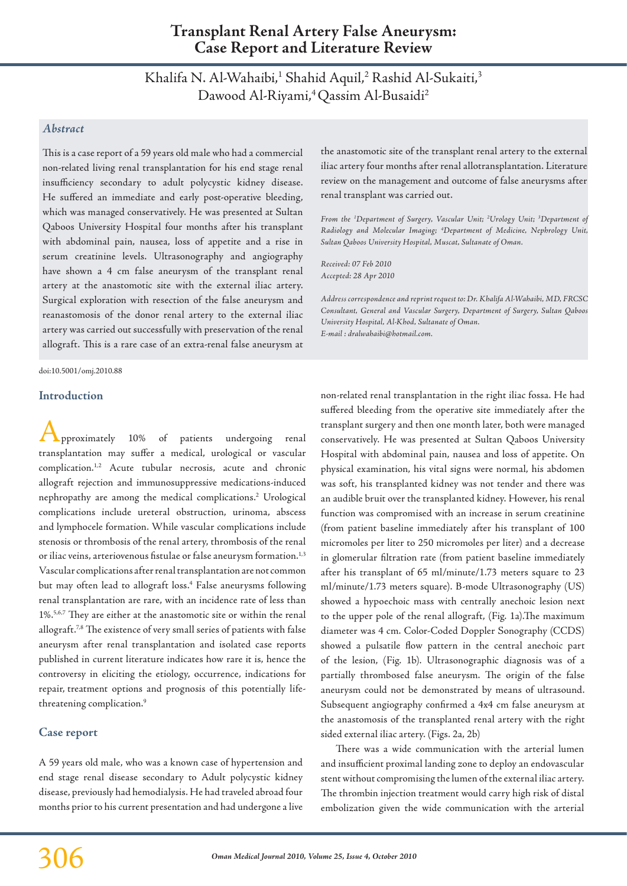# Transplant Renal Artery False Aneurysm: Case Report and Literature Review

Khalifa N. Al-Wahaibi,[1] Shahid Aquil,[2] Rashid Al-Sukaiti,[3] Dawood Al-Riyami,[4] Qassim Al-Busaidi[2]

## *Abstract*

This is a case report of a 59 years old male who had a commercial non-related living renal transplantation for his end stage renal insufficiency secondary to adult polycystic kidney disease. He suffered an immediate and early post-operative bleeding, which was managed conservatively. He was presented at Sultan Qaboos University Hospital four months after his transplant with abdominal pain, nausea, loss of appetite and a rise in serum creatinine levels. Ultrasonography and angiography have shown a 4 cm false aneurysm of the transplant renal artery at the anastomotic site with the external iliac artery. Surgical exploration with resection of the false aneurysm and reanastomosis of the donor renal artery to the external iliac artery was carried out successfully with preservation of the renal allograft. This is a rare case of an extra-renal false aneurysm at the anastomotic site of the transplant renal artery to the external iliac artery four months after renal allotransplantation. Literature review on the management and outcome of false aneurysms after renal transplant was carried out.

*From the [1]Department of Surgery, Vascular Unit; [2]Urology Unit; [3]Department of Radiology and Molecular Imaging; [4]Department of Medicine, Nephrology Unit, Sultan Qaboos University Hospital, Muscat, Sultanate of Oman.*

*Received: 07 Feb 2010*
*Accepted: 28 Apr 2010*

*Address correspondence and reprint request to: Dr. Khalifa Al-Wahaibi, MD, FRCSC Consultant, General and Vascular Surgery, Department of Surgery, Sultan Qaboos University Hospital, Al-Khod, Sultanate of Oman.*
*E-mail : dralwahaibi@hotmail.com.*

doi:10.5001/omj.2010.88

## Introduction

Approximately 10% of patients undergoing renal transplantation may suffer a medical, urological or vascular complication.[1,2] Acute tubular necrosis, acute and chronic allograft rejection and immunosuppressive medications-induced nephropathy are among the medical complications.[2] Urological complications include ureteral obstruction, urinoma, abscess and lymphocele formation. While vascular complications include stenosis or thrombosis of the renal artery, thrombosis of the renal or iliac veins, arteriovenous fistulae or false aneurysm formation.[1,3] Vascular complications after renal transplantation are not common but may often lead to allograft loss.[4] False aneurysms following renal transplantation are rare, with an incidence rate of less than 1%.[5,6,7] They are either at the anastomotic site or within the renal allograft.[7,8] The existence of very small series of patients with false aneurysm after renal transplantation and isolated case reports published in current literature indicates how rare it is, hence the controversy in eliciting the etiology, occurrence, indications for repair, treatment options and prognosis of this potentially life-threatening complication.[9]

## Case report

A 59 years old male, who was a known case of hypertension and end stage renal disease secondary to Adult polycystic kidney disease, previously had hemodialysis. He had traveled abroad four months prior to his current presentation and had undergone a live non-related renal transplantation in the right iliac fossa. He had suffered bleeding from the operative site immediately after the transplant surgery and then one month later, both were managed conservatively. He was presented at Sultan Qaboos University Hospital with abdominal pain, nausea and loss of appetite. On physical examination, his vital signs were normal, his abdomen was soft, his transplanted kidney was not tender and there was an audible bruit over the transplanted kidney. However, his renal function was compromised with an increase in serum creatinine (from patient baseline immediately after his transplant of 100 micromoles per liter to 250 micromoles per liter) and a decrease in glomerular filtration rate (from patient baseline immediately after his transplant of 65 ml/minute/1.73 meters square to 23 ml/minute/1.73 meters square). B-mode Ultrasonography (US) showed a hypoechoic mass with centrally anechoic lesion next to the upper pole of the renal allograft, (Fig. 1a).The maximum diameter was 4 cm. Color-Coded Doppler Sonography (CCDS) showed a pulsatile flow pattern in the central anechoic part of the lesion, (Fig. 1b). Ultrasonographic diagnosis was of a partially thrombosed false aneurysm. The origin of the false aneurysm could not be demonstrated by means of ultrasound. Subsequent angiography confirmed a 4x4 cm false aneurysm at the anastomosis of the transplanted renal artery with the right sided external iliac artery. (Figs. 2a, 2b)

There was a wide communication with the arterial lumen and insufficient proximal landing zone to deploy an endovascular stent without compromising the lumen of the external iliac artery. The thrombin injection treatment would carry high risk of distal embolization given the wide communication with the arterial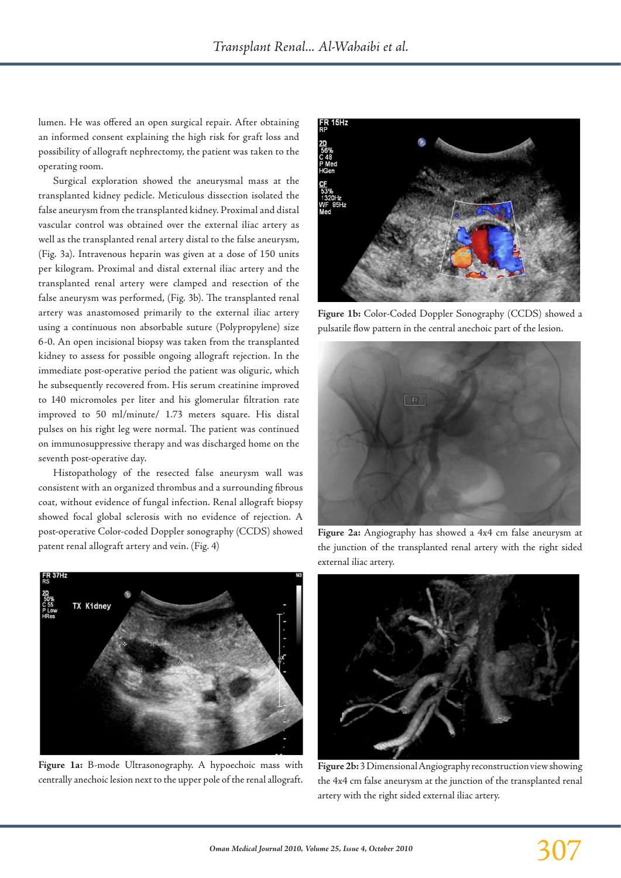lumen. He was offered an open surgical repair. After obtaining an informed consent explaining the high risk for graft loss and possibility of allograft nephrectomy, the patient was taken to the operating room.

Surgical exploration showed the aneurysmal mass at the transplanted kidney pedicle. Meticulous dissection isolated the false aneurysm from the transplanted kidney. Proximal and distal vascular control was obtained over the external iliac artery as well as the transplanted renal artery distal to the false aneurysm, (Fig. 3a). Intravenous heparin was given at a dose of 150 units per kilogram. Proximal and distal external iliac artery and the transplanted renal artery were clamped and resection of the false aneurysm was performed, (Fig. 3b). The transplanted renal artery was anastomosed primarily to the external iliac artery using a continuous non absorbable suture (Polypropylene) size 6-0. An open incisional biopsy was taken from the transplanted kidney to assess for possible ongoing allograft rejection. In the immediate post-operative period the patient was oliguric, which he subsequently recovered from. His serum creatinine improved to 140 micromoles per liter and his glomerular filtration rate improved to 50 ml/minute/ 1.73 meters square. His distal pulses on his right leg were normal. The patient was continued on immunosuppressive therapy and was discharged home on the seventh post-operative day.

Histopathology of the resected false aneurysm wall was consistent with an organized thrombus and a surrounding fibrous coat, without evidence of fungal infection. Renal allograft biopsy showed focal global sclerosis with no evidence of rejection. A post-operative Color-coded Doppler sonography (CCDS) showed patent renal allograft artery and vein. (Fig. 4)

**Figure 1a:** B-mode Ultrasonography. A hypoechoic mass with centrally anechoic lesion next to the upper pole of the renal allograft.

**Figure 1b:** Color-Coded Doppler Sonography (CCDS) showed a pulsatile flow pattern in the central anechoic part of the lesion.

**Figure 2a:** Angiography has showed a 4x4 cm false aneurysm at the junction of the transplanted renal artery with the right sided external iliac artery.

**Figure 2b:** 3 Dimensional Angiography reconstruction view showing the 4x4 cm false aneurysm at the junction of the transplanted renal artery with the right sided external iliac artery.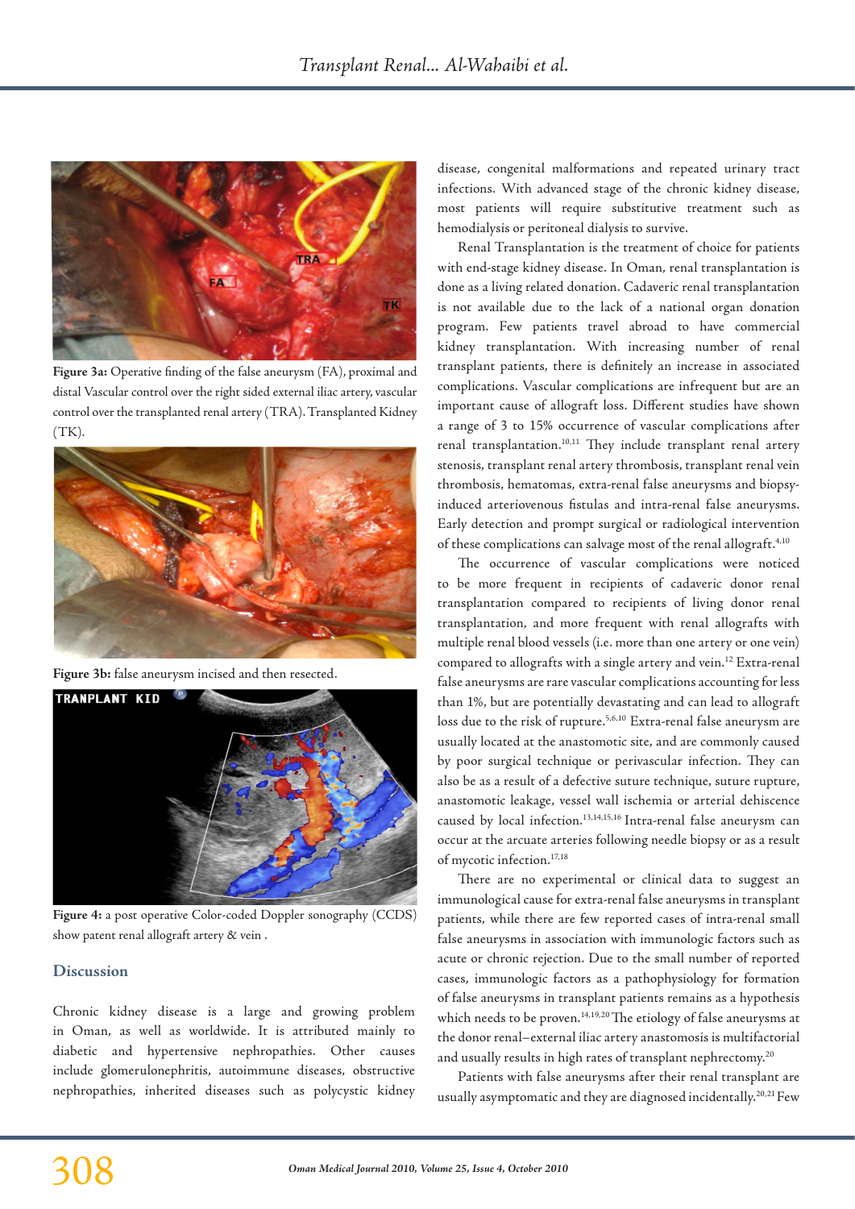Figure 3a: Operative finding of the false aneurysm (FA), proximal and distal Vascular control over the right sided external iliac artery, vascular control over the transplanted renal artery (TRA). Transplanted Kidney (TK).

Figure 3b: false aneurysm incised and then resected.

Figure 4: a post operative Color-coded Doppler sonography (CCDS) show patent renal allograft artery & vein .

## Discussion

Chronic kidney disease is a large and growing problem in Oman, as well as worldwide. It is attributed mainly to diabetic and hypertensive nephropathies. Other causes include glomerulonephritis, autoimmune diseases, obstructive nephropathies, inherited diseases such as polycystic kidney disease, congenital malformations and repeated urinary tract infections. With advanced stage of the chronic kidney disease, most patients will require substitutive treatment such as hemodialysis or peritoneal dialysis to survive.

Renal Transplantation is the treatment of choice for patients with end-stage kidney disease. In Oman, renal transplantation is done as a living related donation. Cadaveric renal transplantation is not available due to the lack of a national organ donation program. Few patients travel abroad to have commercial kidney transplantation. With increasing number of renal transplant patients, there is definitely an increase in associated complications. Vascular complications are infrequent but are an important cause of allograft loss. Different studies have shown a range of 3 to 15% occurrence of vascular complications after renal transplantation.[10,11] They include transplant renal artery stenosis, transplant renal artery thrombosis, transplant renal vein thrombosis, hematomas, extra-renal false aneurysms and biopsy-induced arteriovenous fistulas and intra-renal false aneurysms. Early detection and prompt surgical or radiological intervention of these complications can salvage most of the renal allograft.[4,10]

The occurrence of vascular complications were noticed to be more frequent in recipients of cadaveric donor renal transplantation compared to recipients of living donor renal transplantation, and more frequent with renal allografts with multiple renal blood vessels (i.e. more than one artery or one vein) compared to allografts with a single artery and vein.[12] Extra-renal false aneurysms are rare vascular complications accounting for less than 1%, but are potentially devastating and can lead to allograft loss due to the risk of rupture.[5,6,10] Extra-renal false aneurysm are usually located at the anastomotic site, and are commonly caused by poor surgical technique or perivascular infection. They can also be as a result of a defective suture technique, suture rupture, anastomotic leakage, vessel wall ischemia or arterial dehiscence caused by local infection.[13,14,15,16] Intra-renal false aneurysm can occur at the arcuate arteries following needle biopsy or as a result of mycotic infection.[17,18]

There are no experimental or clinical data to suggest an immunological cause for extra-renal false aneurysms in transplant patients, while there are few reported cases of intra-renal small false aneurysms in association with immunologic factors such as acute or chronic rejection. Due to the small number of reported cases, immunologic factors as a pathophysiology for formation of false aneurysms in transplant patients remains as a hypothesis which needs to be proven.[14,19,20] The etiology of false aneurysms at the donor renal–external iliac artery anastomosis is multifactorial and usually results in high rates of transplant nephrectomy.[20]

Patients with false aneurysms after their renal transplant are usually asymptomatic and they are diagnosed incidentally.[20,21] Few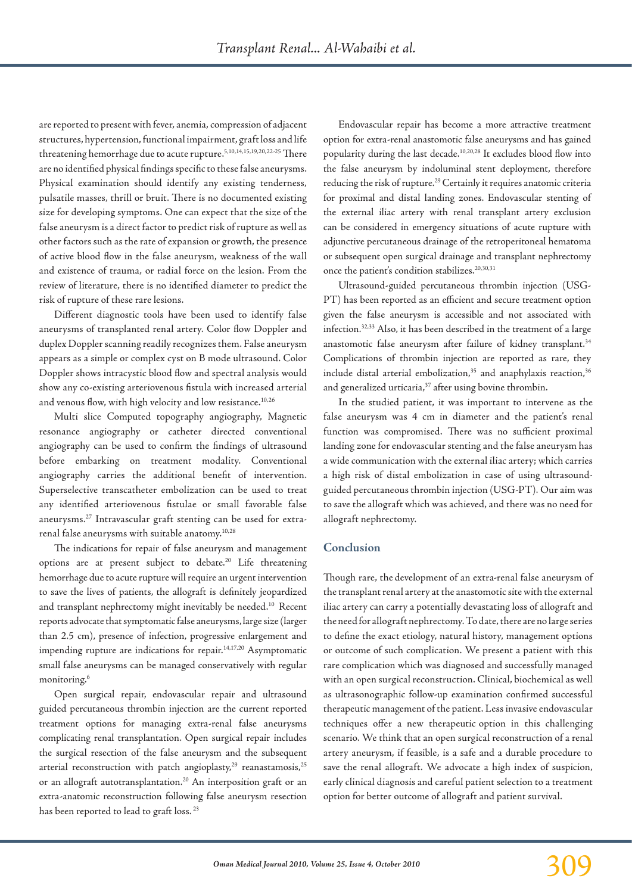are reported to present with fever, anemia, compression of adjacent structures, hypertension, functional impairment, graft loss and life threatening hemorrhage due to acute rupture.[5,10,14,15,19,20,22-25] There are no identified physical findings specific to these false aneurysms. Physical examination should identify any existing tenderness, pulsatile masses, thrill or bruit. There is no documented existing size for developing symptoms. One can expect that the size of the false aneurysm is a direct factor to predict risk of rupture as well as other factors such as the rate of expansion or growth, the presence of active blood flow in the false aneurysm, weakness of the wall and existence of trauma, or radial force on the lesion. From the review of literature, there is no identified diameter to predict the risk of rupture of these rare lesions.

Different diagnostic tools have been used to identify false aneurysms of transplanted renal artery. Color flow Doppler and duplex Doppler scanning readily recognizes them. False aneurysm appears as a simple or complex cyst on B mode ultrasound. Color Doppler shows intracystic blood flow and spectral analysis would show any co-existing arteriovenous fistula with increased arterial and venous flow, with high velocity and low resistance.[10,26]

Multi slice Computed topography angiography, Magnetic resonance angiography or catheter directed conventional angiography can be used to confirm the findings of ultrasound before embarking on treatment modality. Conventional angiography carries the additional benefit of intervention. Superselective transcatheter embolization can be used to treat any identified arteriovenous fistulae or small favorable false aneurysms.[27] Intravascular graft stenting can be used for extra-renal false aneurysms with suitable anatomy.[10,28]

The indications for repair of false aneurysm and management options are at present subject to debate.[20] Life threatening hemorrhage due to acute rupture will require an urgent intervention to save the lives of patients, the allograft is definitely jeopardized and transplant nephrectomy might inevitably be needed.[10] Recent reports advocate that symptomatic false aneurysms, large size (larger than 2.5 cm), presence of infection, progressive enlargement and impending rupture are indications for repair.[14,17,20] Asymptomatic small false aneurysms can be managed conservatively with regular monitoring.[6]

Open surgical repair, endovascular repair and ultrasound guided percutaneous thrombin injection are the current reported treatment options for managing extra-renal false aneurysms complicating renal transplantation. Open surgical repair includes the surgical resection of the false aneurysm and the subsequent arterial reconstruction with patch angioplasty,[29] reanastamosis,[25] or an allograft autotransplantation.[20] An interposition graft or an extra-anatomic reconstruction following false aneurysm resection has been reported to lead to graft loss.[23]

Endovascular repair has become a more attractive treatment option for extra-renal anastomotic false aneurysms and has gained popularity during the last decade.[10,20,28] It excludes blood flow into the false aneurysm by indoluminal stent deployment, therefore reducing the risk of rupture.[29] Certainly it requires anatomic criteria for proximal and distal landing zones. Endovascular stenting of the external iliac artery with renal transplant artery exclusion can be considered in emergency situations of acute rupture with adjunctive percutaneous drainage of the retroperitoneal hematoma or subsequent open surgical drainage and transplant nephrectomy once the patient's condition stabilizes.[20,30,31]

Ultrasound-guided percutaneous thrombin injection (USG-PT) has been reported as an efficient and secure treatment option given the false aneurysm is accessible and not associated with infection.[32,33] Also, it has been described in the treatment of a large anastomotic false aneurysm after failure of kidney transplant.[34] Complications of thrombin injection are reported as rare, they include distal arterial embolization,[35] and anaphylaxis reaction,[36] and generalized urticaria,[37] after using bovine thrombin.

In the studied patient, it was important to intervene as the false aneurysm was 4 cm in diameter and the patient's renal function was compromised. There was no sufficient proximal landing zone for endovascular stenting and the false aneurysm has a wide communication with the external iliac artery; which carries a high risk of distal embolization in case of using ultrasound-guided percutaneous thrombin injection (USG-PT). Our aim was to save the allograft which was achieved, and there was no need for allograft nephrectomy.

## Conclusion

Though rare, the development of an extra-renal false aneurysm of the transplant renal artery at the anastomotic site with the external iliac artery can carry a potentially devastating loss of allograft and the need for allograft nephrectomy. To date, there are no large series to define the exact etiology, natural history, management options or outcome of such complication. We present a patient with this rare complication which was diagnosed and successfully managed with an open surgical reconstruction. Clinical, biochemical as well as ultrasonographic follow-up examination confirmed successful therapeutic management of the patient. Less invasive endovascular techniques offer a new therapeutic option in this challenging scenario. We think that an open surgical reconstruction of a renal artery aneurysm, if feasible, is a safe and a durable procedure to save the renal allograft. We advocate a high index of suspicion, early clinical diagnosis and careful patient selection to a treatment option for better outcome of allograft and patient survival.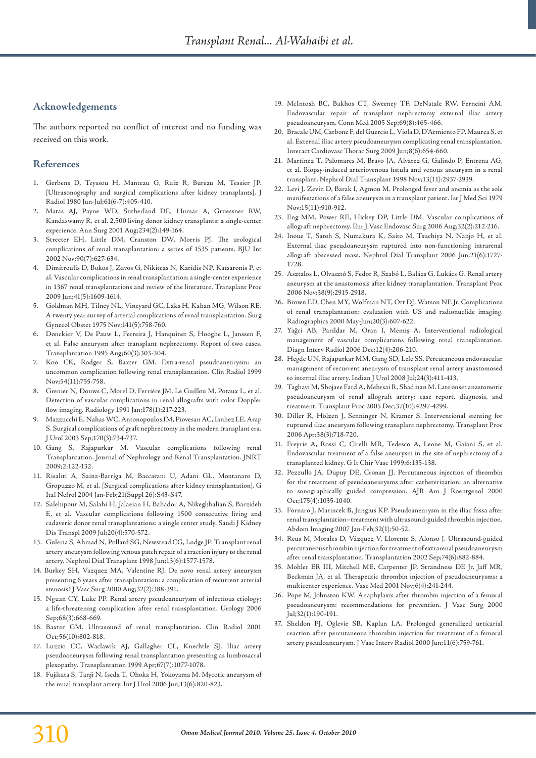## Acknowledgements

The authors reported no conflict of interest and no funding was received on this work.

## References

1. Gerbens D, Teyssou H, Manteau G, Ruiz R, Bureau M, Tessier JP. [Ultrasonography and surgical complications after kidney transplants]. J Radiol 1980 Jun-Jul;61(6-7):405-410.
2. Matas AJ, Payne WD, Sutherland DE, Humar A, Gruessner RW, Kandaswamy R, et al. 2,500 living donor kidney transplants: a single-center experience. Ann Surg 2001 Aug;234(2):149-164.
3. Streeter EH, Little DM, Cranston DW, Morris PJ. The urological complications of renal transplantation: a series of 1535 patients. BJU Int 2002 Nov;90(7):627-634.
4. Dimitroulis D, Bokos J, Zavos G, Nikiteas N, Karidis NP, Katsaronis P, et al. Vascular complications in renal transplantation: a single-center experience in 1367 renal transplantations and review of the literature. Transplant Proc 2009 Jun;41(5):1609-1614.
5. Goldman MH, Tilney NL, Vineyard GC, Laks H, Kahan MG, Wilson RE. A twenty year survey of arterial complications of renal transplantation. Surg Gynecol Obstet 1975 Nov;141(5):758-760.
6. Donckier V, De Pauw L, Ferreira J, Hanquinet S, Hooghe L, Janssen F, et al. False aneurysm after transplant nephrectomy. Report of two cases. Transplantation 1995 Aug;60(3):303-304.
7. Koo CK, Rodger S, Baxter GM. Extra-renal pseudoaneurysm: an uncommon complication following renal transplantation. Clin Radiol 1999 Nov;54(11):755-758.
8. Grenier N, Douws C, Morel D, Ferriére JM, Le Guillou M, Potaux L, et al. Detection of vascular complications in renal allografts with color Doppler flow imaging. Radiology 1991 Jan;178(1):217-223.
9. Mazzucchi E, Nahas WC, Antonopoulos IM, Piovesan AC, Ianhez LE, Arap S. Surgical complications of graft nephrectomy in the modern transplant era. J Urol 2003 Sep;170(3):734-737.
10. Gang S, Rajapurkar M. Vascular complications following renal Transplantation. Journal of Nephrology and Renal Transplantation. JNRT 2009;2:122-132.
11. Risaliti A, Sainz-Barriga M, Baccarani U, Adani GL, Montanaro D, Gropuzzo M, et al. [Surgical complications after kidney transplantation]. G Ital Nefrol 2004 Jan-Feb;21(Suppl 26):S43-S47.
12. Salehipour M, Salahi H, Jalaeian H, Bahador A, Nikeghbalian S, Barzideh E, et al. Vascular complications following 1500 consecutive living and cadaveric donor renal transplantations: a single center study. Saudi J Kidney Dis Transpl 2009 Jul;20(4):570-572.
13. Guleria S, Ahmad N, Pollard SG, Newstead CG, Lodge JP. Transplant renal artery aneurysm following venous patch repair of a traction injury to the renal artery. Nephrol Dial Transplant 1998 Jun;13(6):1577-1578.
14. Burkey SH, Vazquez MA, Valentine RJ. De novo renal artery aneurysm presenting 6 years after transplantation: a complication of recurrent arterial stenosis? J Vasc Surg 2000 Aug;32(2):388-391.
15. Nguan CY, Luke PP. Renal artery pseudoaneurysm of infectious etiology: a life-threatening complication after renal transplantation. Urology 2006 Sep;68(3):668-669.
16. Baxter GM. Ultrasound of renal transplantation. Clin Radiol 2001 Oct;56(10):802-818.
17. Luzzio CC, Waclawik AJ, Gallagher CL, Knechtle SJ. Iliac artery pseudoaneurysm following renal transplantation presenting as lumbosacral plexopathy. Transplantation 1999 Apr;67(7):1077-1078.
18. Fujikata S, Tanji N, Iseda T, Ohoka H, Yokoyama M. Mycotic aneurysm of the renal transplant artery. Int J Urol 2006 Jun;13(6):820-823.
19. McIntosh BC, Bakhos CT, Sweeney TF, DeNatale RW, Ferneini AM. Endovascular repair of transplant nephrectomy external iliac artery pseudoaneurysm. Conn Med 2005 Sep;69(8):465-466.
20. Bracale UM, Carbone F, del Guercio L, Viola D, D'Armiento FP, Maurea S, et al. External iliac artery pseudoaneurysm complicating renal transplantation. Interact Cardiovasc Thorac Surg 2009 Jun;8(6):654-660.
21. Martinez T, Palomares M, Bravo JA, Alvarez G, Galindo P, Entrena AG, et al. Biopsy-induced arteriovenous fistula and venous aneurysm in a renal transplant. Nephrol Dial Transplant 1998 Nov;13(11):2937-2939.
22. Levi J, Zevin D, Barak I, Agmon M. Prolonged fever and anemia as the sole manifestations of a false aneurysm in a transplant patient. Isr J Med Sci 1979 Nov;15(11):910-912.
23. Eng MM, Power RE, Hickey DP, Little DM. Vascular complications of allograft nephrectomy. Eur J Vasc Endovasc Surg 2006 Aug;32(2):212-216.
24. Inoue T, Satoh S, Numakura K, Saito M, Tsuchiya N, Nanjo H, et al. External iliac pseudoaneurysm ruptured into non-functioning intrarenal allograft abscessed mass. Nephrol Dial Transplant 2006 Jun;21(6):1727-1728.
25. Asztalos L, Olvasztó S, Fedor R, Szabó L, Balázs G, Lukács G. Renal artery aneurysm at the anastomosis after kidney transplantation. Transplant Proc 2006 Nov;38(9):2915-2918.
26. Brown ED, Chen MY, Wolfman NT, Ott DJ, Watson NE Jr. Complications of renal transplantation: evaluation with US and radionuclide imaging. Radiographics 2000 May-Jun;20(3):607-622.
27. Yağci AB, Parildar M, Oran I, Memiş A. Interventional radiological management of vascular complications following renal transplantation. Diagn Interv Radiol 2006 Dec;12(4):206-210.
28. Hegde UN, Rajapurkar MM, Gang SD, Lele SS. Percutaneous endovascular management of recurrent aneurysm of transplant renal artery anastomosed to internal iliac artery. Indian J Urol 2008 Jul;24(3):411-413.
29. Taghavi M, Shojaee Fard A, Mehrsai R, Shadman M. Late onset anastomotic pseudoaneurysm of renal allograft artery: case report, diagnosis, and treatment. Transplant Proc 2005 Dec;37(10):4297-4299.
30. Diller R, Hölzen J, Senninger N, Kramer S. Interventional stenting for ruptured iliac aneurysm following transplant nephrectomy. Transplant Proc 2006 Apr;38(3):718-720.
31. Freyrie A, Rossi C, Cirelli MR, Tedesco A, Leone M, Gaiani S, et al. Endovascular treatment of a false aneurysm in the site of nephrectomy of a transplanted kidney. G It Chir Vasc 1999;6:135-138.
32. Pezzullo JA, Dupuy DE, Cronan JJ. Percutaneous injection of thrombin for the treatment of pseudoaneurysms after catheterization: an alternative to sonographically guided compression. AJR Am J Roentgenol 2000 Oct;175(4):1035-1040.
33. Fornaro J, Marincek B, Jungius KP. Pseudoaneurysm in the iliac fossa after renal transplantation–treatment with ultrasound-guided thrombin injection. Abdom Imaging 2007 Jan-Feb;32(1):50-52.
34. Reus M, Morales D, Vázquez V, Llorente S, Alonso J. Ultrasound-guided percutaneous thrombin injection for treatment of extrarenal pseudoaneurysm after renal transplantation. Transplantation 2002 Sep;74(6):882-884.
35. Mohler ER III, Mitchell ME, Carpenter JP, Strandness DE Jr, Jaff MR, Beckman JA, et al. Therapeutic thrombin injection of pseudoaneurysms: a multicenter experience. Vasc Med 2001 Nov;6(4):241-244.
36. Pope M, Johnston KW. Anaphylaxis after thrombin injection of a femoral pseudoaneurysm: recommendations for prevention. J Vasc Surg 2000 Jul;32(1):190-191.
37. Sheldon PJ, Oglevie SB, Kaplan LA. Prolonged generalized urticarial reaction after percutaneous thrombin injection for treatment of a femoral artery pseudoaneurysm. J Vasc Interv Radiol 2000 Jun;11(6):759-761.